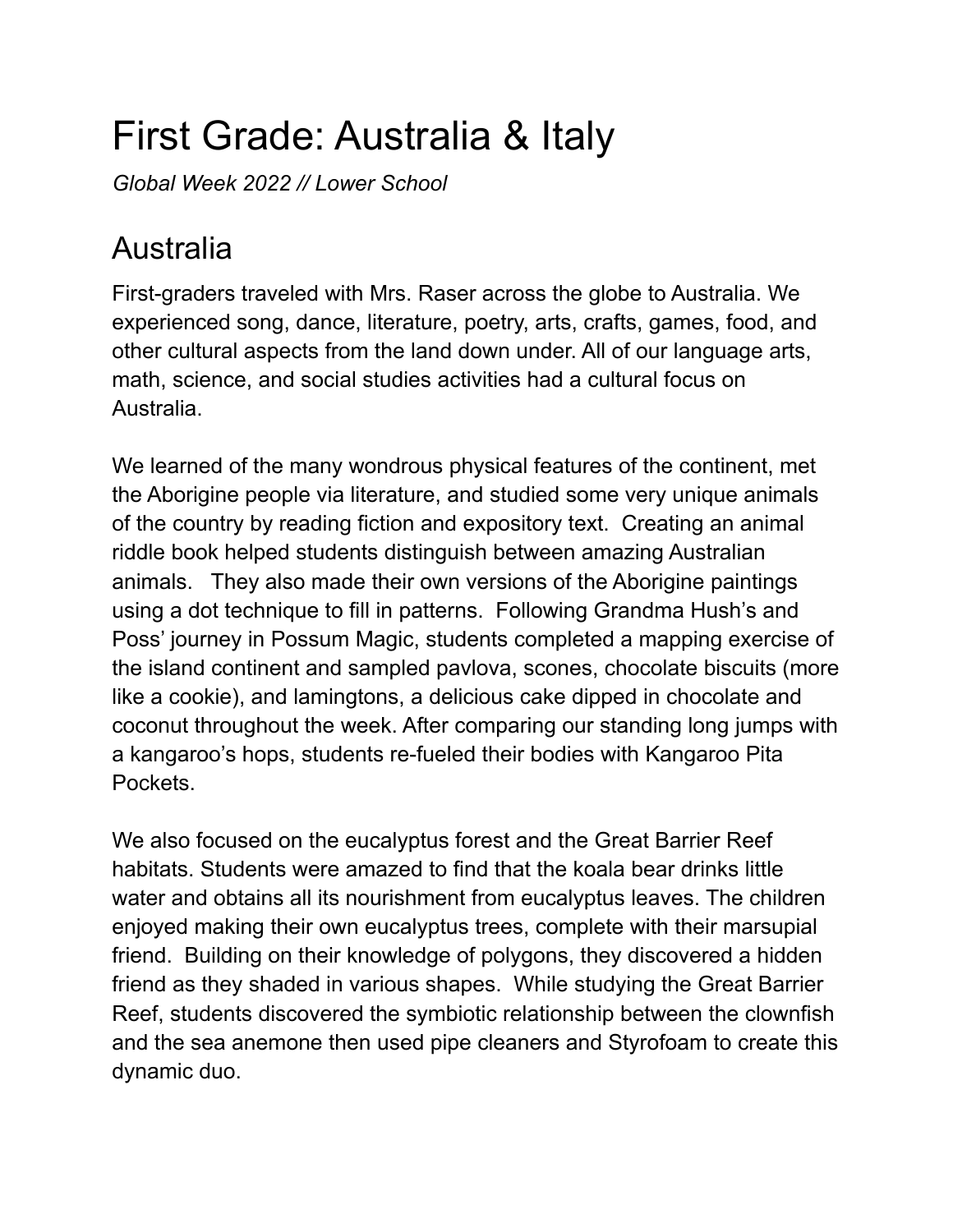# First Grade: Australia & Italy

*Global Week 2022 // Lower School*

## Australia

First-graders traveled with Mrs. Raser across the globe to Australia. We experienced song, dance, literature, poetry, arts, crafts, games, food, and other cultural aspects from the land down under. All of our language arts, math, science, and social studies activities had a cultural focus on Australia.

We learned of the many wondrous physical features of the continent, met the Aborigine people via literature, and studied some very unique animals of the country by reading fiction and expository text. Creating an animal riddle book helped students distinguish between amazing Australian animals. They also made their own versions of the Aborigine paintings using a dot technique to fill in patterns. Following Grandma Hush's and Poss' journey in Possum Magic, students completed a mapping exercise of the island continent and sampled pavlova, scones, chocolate biscuits (more like a cookie), and lamingtons, a delicious cake dipped in chocolate and coconut throughout the week. After comparing our standing long jumps with a kangaroo's hops, students re-fueled their bodies with Kangaroo Pita Pockets.

We also focused on the eucalyptus forest and the Great Barrier Reef habitats. Students were amazed to find that the koala bear drinks little water and obtains all its nourishment from eucalyptus leaves. The children enjoyed making their own eucalyptus trees, complete with their marsupial friend. Building on their knowledge of polygons, they discovered a hidden friend as they shaded in various shapes. While studying the Great Barrier Reef, students discovered the symbiotic relationship between the clownfish and the sea anemone then used pipe cleaners and Styrofoam to create this dynamic duo.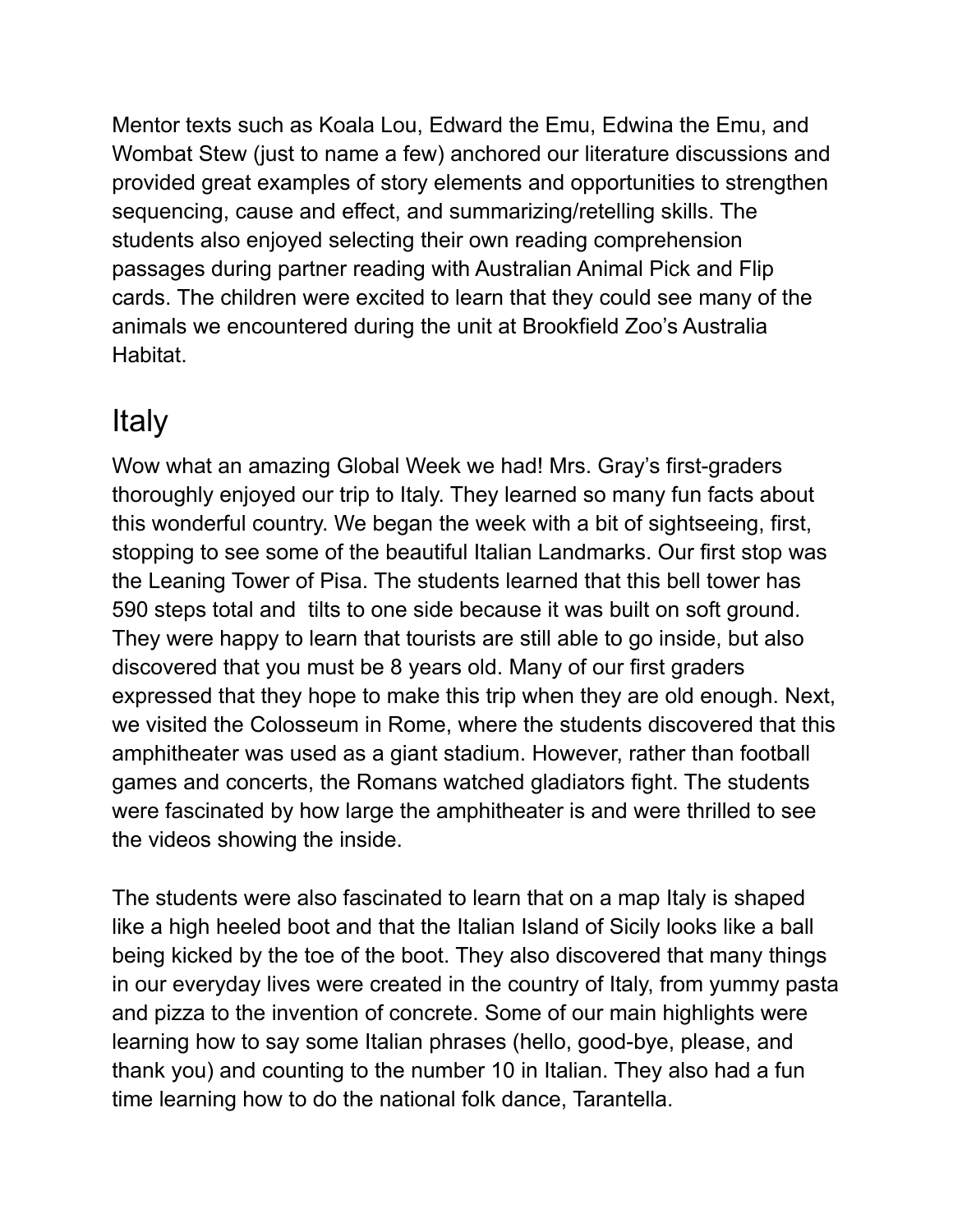Mentor texts such as Koala Lou, Edward the Emu, Edwina the Emu, and Wombat Stew (just to name a few) anchored our literature discussions and provided great examples of story elements and opportunities to strengthen sequencing, cause and effect, and summarizing/retelling skills. The students also enjoyed selecting their own reading comprehension passages during partner reading with Australian Animal Pick and Flip cards. The children were excited to learn that they could see many of the animals we encountered during the unit at Brookfield Zoo's Australia Habitat.

## Italy

Wow what an amazing Global Week we had! Mrs. Gray's first-graders thoroughly enjoyed our trip to Italy. They learned so many fun facts about this wonderful country. We began the week with a bit of sightseeing, first, stopping to see some of the beautiful Italian Landmarks. Our first stop was the Leaning Tower of Pisa. The students learned that this bell tower has 590 steps total and tilts to one side because it was built on soft ground. They were happy to learn that tourists are still able to go inside, but also discovered that you must be 8 years old. Many of our first graders expressed that they hope to make this trip when they are old enough. Next, we visited the Colosseum in Rome, where the students discovered that this amphitheater was used as a giant stadium. However, rather than football games and concerts, the Romans watched gladiators fight. The students were fascinated by how large the amphitheater is and were thrilled to see the videos showing the inside.

The students were also fascinated to learn that on a map Italy is shaped like a high heeled boot and that the Italian Island of Sicily looks like a ball being kicked by the toe of the boot. They also discovered that many things in our everyday lives were created in the country of Italy, from yummy pasta and pizza to the invention of concrete. Some of our main highlights were learning how to say some Italian phrases (hello, good-bye, please, and thank you) and counting to the number 10 in Italian. They also had a fun time learning how to do the national folk dance, Tarantella.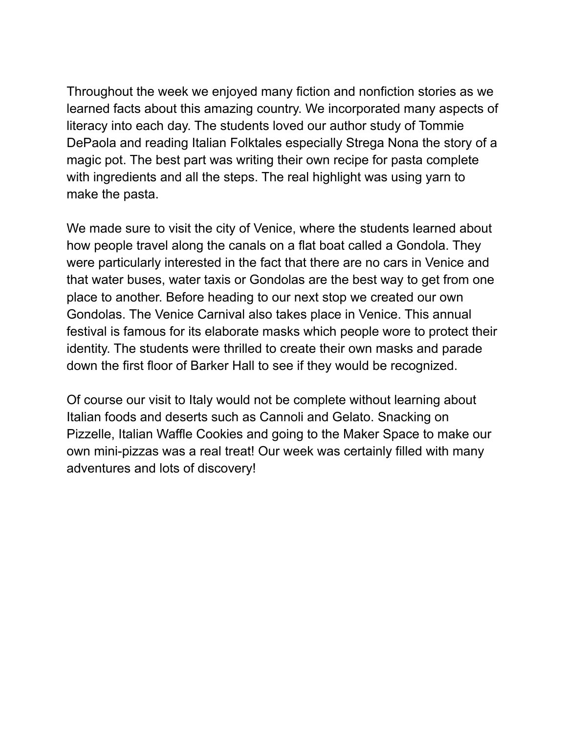Throughout the week we enjoyed many fiction and nonfiction stories as we learned facts about this amazing country. We incorporated many aspects of literacy into each day. The students loved our author study of Tommie DePaola and reading Italian Folktales especially Strega Nona the story of a magic pot. The best part was writing their own recipe for pasta complete with ingredients and all the steps. The real highlight was using yarn to make the pasta.

We made sure to visit the city of Venice, where the students learned about how people travel along the canals on a flat boat called a Gondola. They were particularly interested in the fact that there are no cars in Venice and that water buses, water taxis or Gondolas are the best way to get from one place to another. Before heading to our next stop we created our own Gondolas. The Venice Carnival also takes place in Venice. This annual festival is famous for its elaborate masks which people wore to protect their identity. The students were thrilled to create their own masks and parade down the first floor of Barker Hall to see if they would be recognized.

Of course our visit to Italy would not be complete without learning about Italian foods and deserts such as Cannoli and Gelato. Snacking on Pizzelle, Italian Waffle Cookies and going to the Maker Space to make our own mini-pizzas was a real treat! Our week was certainly filled with many adventures and lots of discovery!